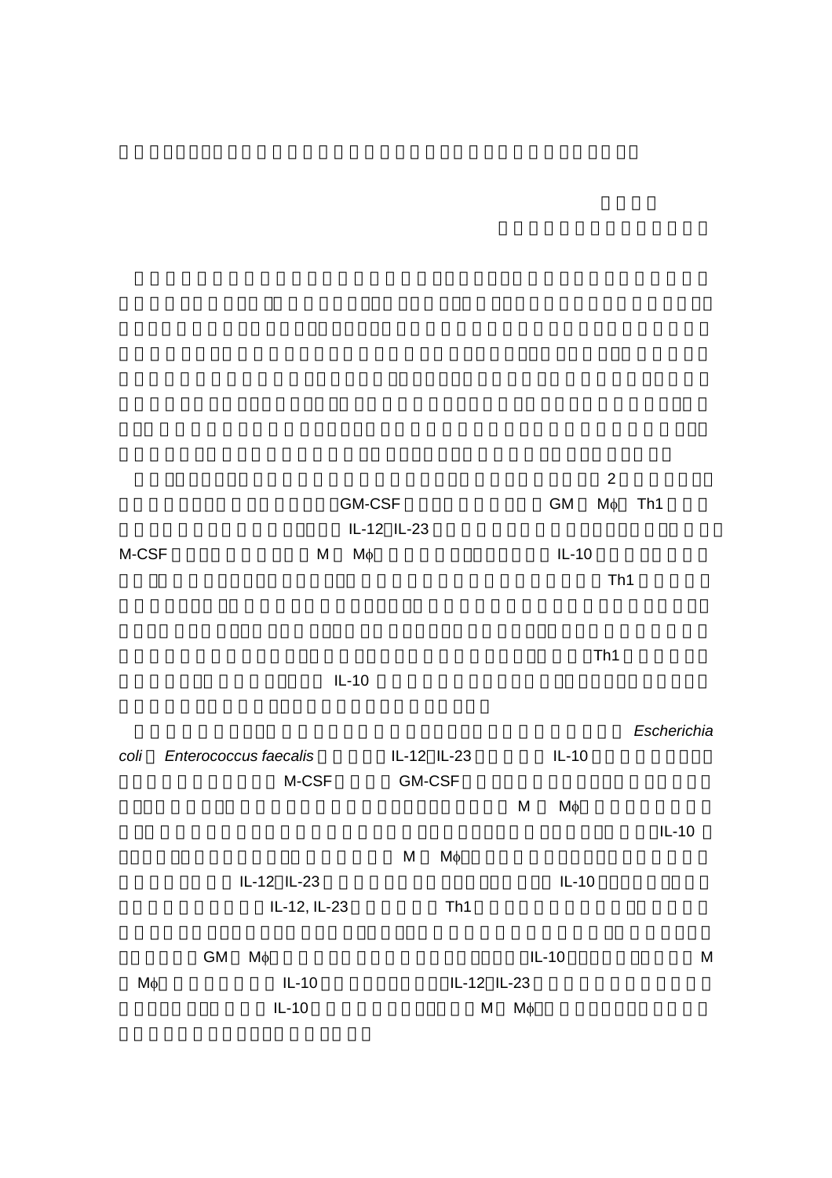2 GM-CSF GM Mϕ Th1 IL-12 IL-23 M-CSF M Mϕ IL-10 Th1 Th1 IL-10

*Escherichia coli* *Enterococcus faecalis* IL-12 IL-23 IL-10 M-CSF GM-CSF M Mϕ IL-10 M Mϕ IL-12 IL-23 IL-10 IL-12, IL-23 Th1 GM Mϕ IL-10 M Mϕ IL-10 IL-12 IL-23 IL-10 M Mϕ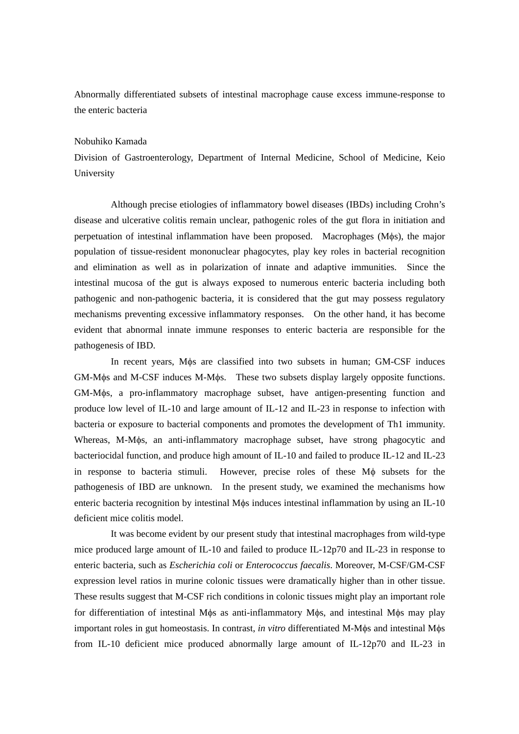Abnormally differentiated subsets of intestinal macrophage cause excess immune-response to the enteric bacteria

Nobuhiko Kamada

Division of Gastroenterology, Department of Internal Medicine, School of Medicine, Keio University

Although precise etiologies of inflammatory bowel diseases (IBDs) including Crohn's disease and ulcerative colitis remain unclear, pathogenic roles of the gut flora in initiation and perpetuation of intestinal inflammation have been proposed. Macrophages (Mϕs), the major population of tissue-resident mononuclear phagocytes, play key roles in bacterial recognition and elimination as well as in polarization of innate and adaptive immunities. Since the intestinal mucosa of the gut is always exposed to numerous enteric bacteria including both pathogenic and non-pathogenic bacteria, it is considered that the gut may possess regulatory mechanisms preventing excessive inflammatory responses. On the other hand, it has become evident that abnormal innate immune responses to enteric bacteria are responsible for the pathogenesis of IBD.

In recent years, Mϕs are classified into two subsets in human; GM-CSF induces GM-Mϕs and M-CSF induces M-Mϕs. These two subsets display largely opposite functions. GM-Mϕs, a pro-inflammatory macrophage subset, have antigen-presenting function and produce low level of IL-10 and large amount of IL-12 and IL-23 in response to infection with bacteria or exposure to bacterial components and promotes the development of Th1 immunity. Whereas, M-Mϕs, an anti-inflammatory macrophage subset, have strong phagocytic and bacteriocidal function, and produce high amount of IL-10 and failed to produce IL-12 and IL-23 in response to bacteria stimuli. However, precise roles of these Mϕ subsets for the pathogenesis of IBD are unknown. In the present study, we examined the mechanisms how enteric bacteria recognition by intestinal Mϕs induces intestinal inflammation by using an IL-10 deficient mice colitis model.

It was become evident by our present study that intestinal macrophages from wild-type mice produced large amount of IL-10 and failed to produce IL-12p70 and IL-23 in response to enteric bacteria, such as *Escherichia coli* or *Enterococcus faecalis*. Moreover, M-CSF/GM-CSF expression level ratios in murine colonic tissues were dramatically higher than in other tissue. These results suggest that M-CSF rich conditions in colonic tissues might play an important role for differentiation of intestinal Mϕs as anti-inflammatory Mϕs, and intestinal Mϕs may play important roles in gut homeostasis. In contrast, *in vitro* differentiated M-Mϕs and intestinal Mϕs from IL-10 deficient mice produced abnormally large amount of IL-12p70 and IL-23 in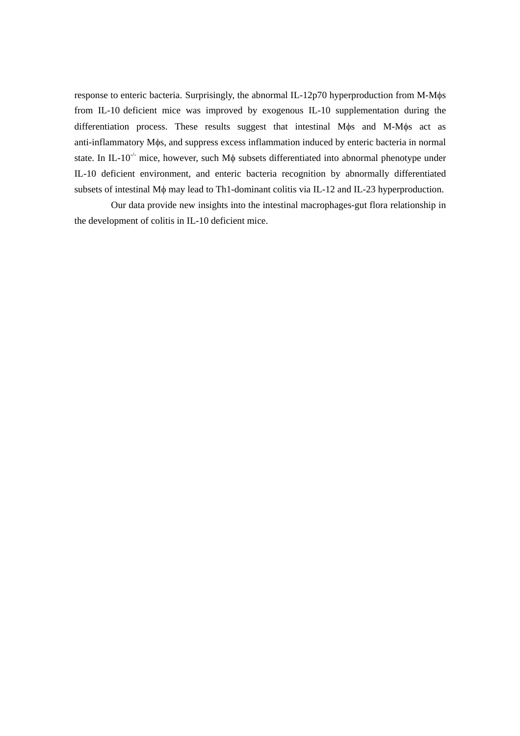response to enteric bacteria. Surprisingly, the abnormal IL-12p70 hyperproduction from M-Mϕs from IL-10 deficient mice was improved by exogenous IL-10 supplementation during the differentiation process. These results suggest that intestinal Mϕs and M-Mϕs act as anti-inflammatory Mϕs, and suppress excess inflammation induced by enteric bacteria in normal state. In IL-$10^{-/-}$ mice, however, such Mϕ subsets differentiated into abnormal phenotype under IL-10 deficient environment, and enteric bacteria recognition by abnormally differentiated subsets of intestinal Mϕ may lead to Th1-dominant colitis via IL-12 and IL-23 hyperproduction.

Our data provide new insights into the intestinal macrophages-gut flora relationship in the development of colitis in IL-10 deficient mice.